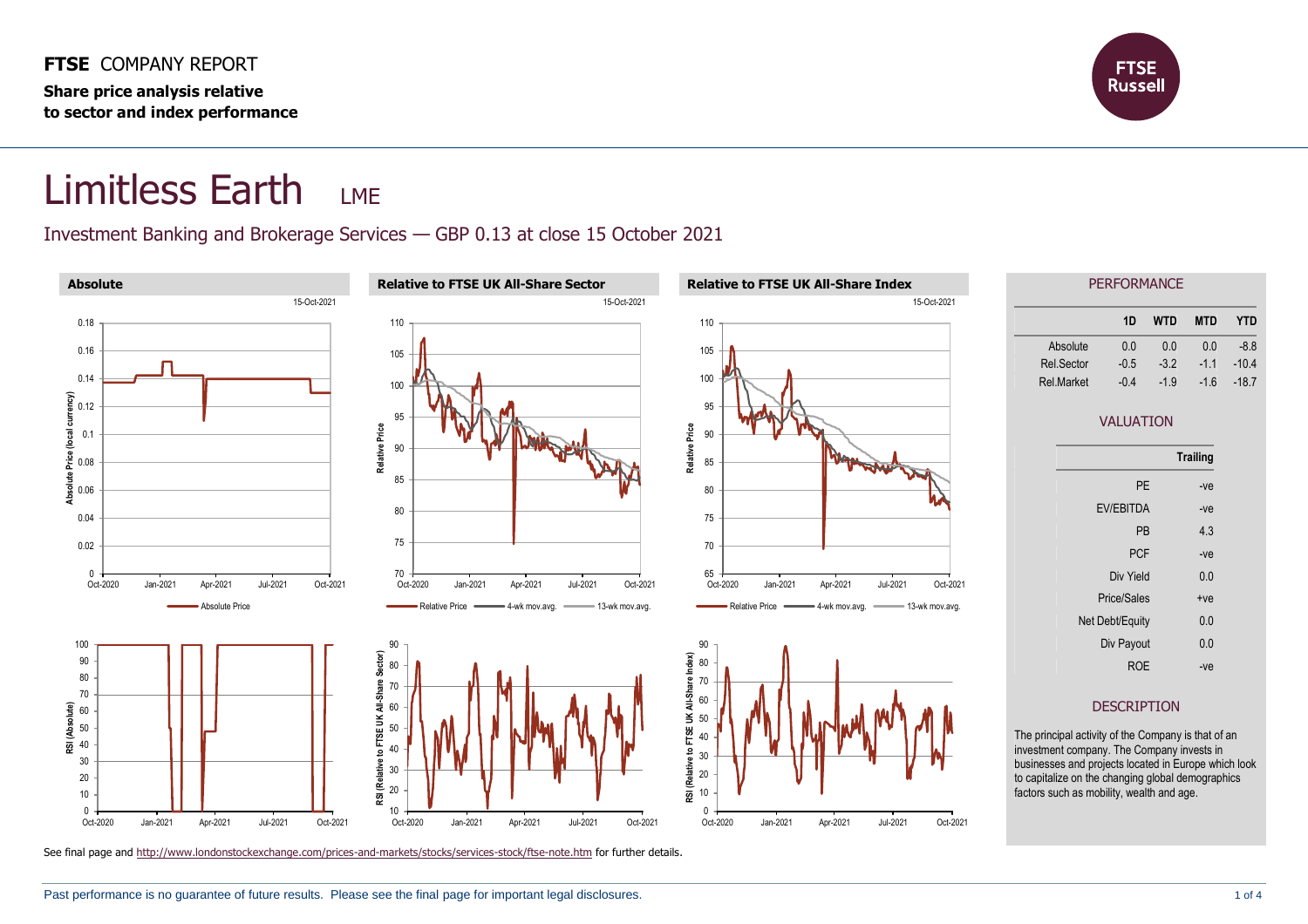**FTSE** COMPANY REPORT

**Share price analysis relative to sector and index performance**

# Limitless Earth LME

Investment Banking and Brokerage Services — GBP 0.13 at close 15 October 2021

### Absolute

### Relative to FTSE UK All-Share Sector

### Relative to FTSE UK All-Share Index

## PERFORMANCE

| | 1D | WTD | MTD | YTD |
|---|---|---|---|---|
| Absolute | 0.0 | 0.0 | 0.0 | -8.8 |
| Rel.Sector | -0.5 | -3.2 | -1.1 | -10.4 |
| Rel.Market | -0.4 | -1.9 | -1.6 | -18.7 |

## VALUATION

| | Trailing |
|---|---|
| PE | -ve |
| EV/EBITDA | -ve |
| PB | 4.3 |
| PCF | -ve |
| Div Yield | 0.0 |
| Price/Sales | +ve |
| Net Debt/Equity | 0.0 |
| Div Payout | 0.0 |
| ROE | -ve |

## DESCRIPTION

The principal activity of the Company is that of an investment company. The Company invests in businesses and projects located in Europe which look to capitalize on the changing global demographics factors such as mobility, wealth and age.

See final page and http://www.londonstockexchange.com/prices-and-markets/stocks/services-stock/ftse-note.htm for further details.

Past performance is no guarantee of future results. Please see the final page for important legal disclosures.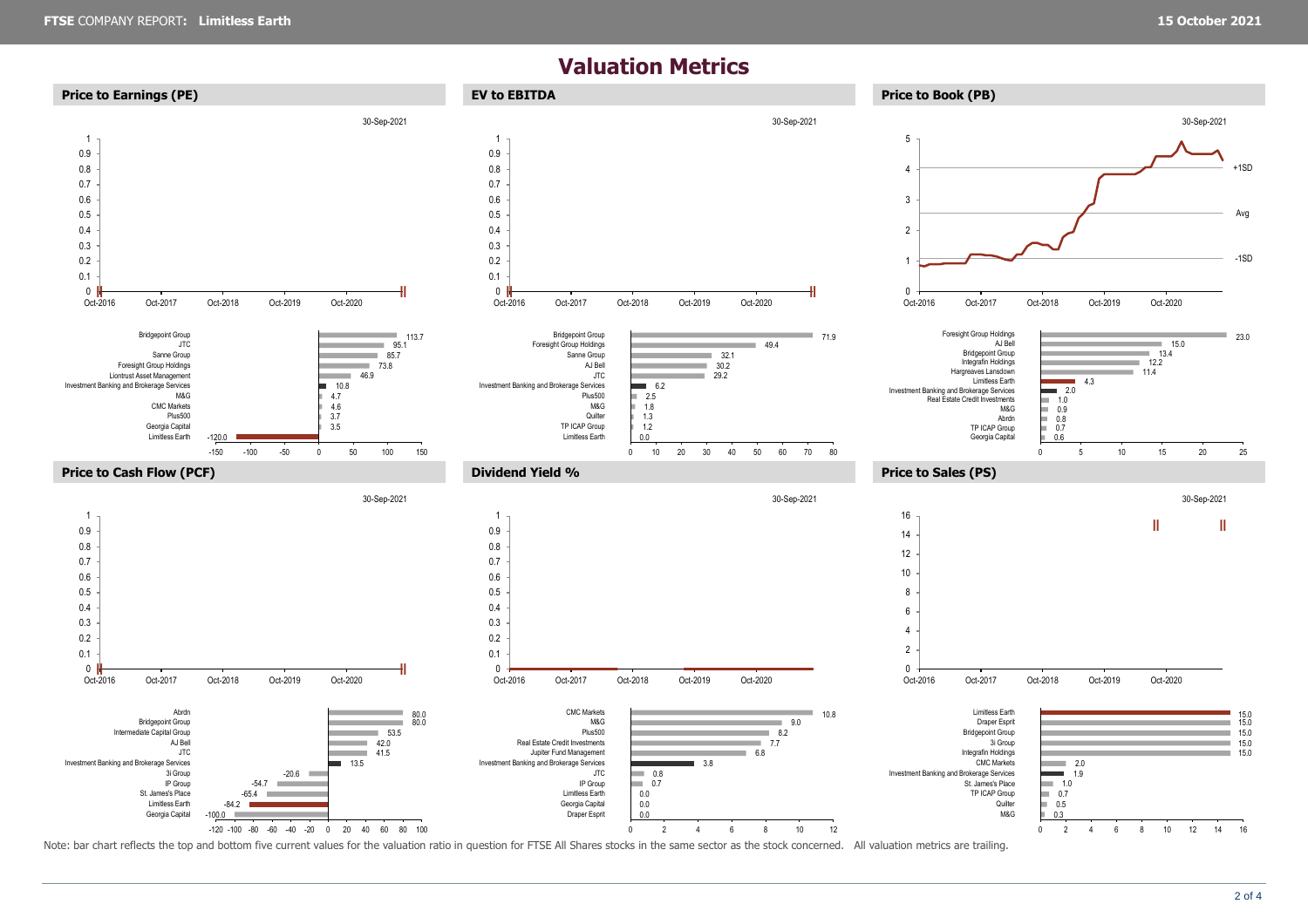# Valuation Metrics

## Price to Earnings (PE)

30-Sep-2021

| Company | PE |
|---|---|
| Bridgepoint Group | 113.7 |
| JTC | 95.1 |
| Sanne Group | 85.7 |
| Foresight Group Holdings | 73.8 |
| Liontrust Asset Management | 46.9 |
| Investment Banking and Brokerage Services | 10.8 |
| M&G | 4.7 |
| CMC Markets | 4.6 |
| Plus500 | 3.7 |
| Georgia Capital | 3.5 |
| Limitless Earth | -120.0 |

## EV to EBITDA

30-Sep-2021

| Company | EV to EBITDA |
|---|---|
| Bridgepoint Group | 71.9 |
| Foresight Group Holdings | 49.4 |
| Sanne Group | 32.1 |
| AJ Bell | 30.2 |
| JTC | 29.2 |
| Investment Banking and Brokerage Services | 6.2 |
| Plus500 | 2.5 |
| M&G | 1.8 |
| Quilter | 1.3 |
| TP ICAP Group | 1.2 |
| Limitless Earth | 0.0 |

## Price to Book (PB)

30-Sep-2021

| Company | PB |
|---|---|
| Foresight Group Holdings | 23.0 |
| AJ Bell | 15.0 |
| Bridgepoint Group | 13.4 |
| Integrafin Holdings | 12.2 |
| Hargreaves Lansdown | 11.4 |
| Limitless Earth | 4.3 |
| Investment Banking and Brokerage Services | 2.0 |
| Real Estate Credit Investments | 1.0 |
| M&G | 0.9 |
| Abrdn | 0.8 |
| TP ICAP Group | 0.7 |
| Georgia Capital | 0.6 |

## Price to Cash Flow (PCF)

30-Sep-2021

| Company | PCF |
|---|---|
| Abrdn | 80.0 |
| Bridgepoint Group | 80.0 |
| Intermediate Capital Group | 53.5 |
| AJ Bell | 42.0 |
| JTC | 41.5 |
| Investment Banking and Brokerage Services | 13.5 |
| 3i Group | -20.6 |
| IP Group | -54.7 |
| St. James's Place | -65.4 |
| Limitless Earth | -84.2 |
| Georgia Capital | -100.0 |

## Dividend Yield %

30-Sep-2021

| Company | Dividend Yield % |
|---|---|
| CMC Markets | 10.8 |
| M&G | 9.0 |
| Plus500 | 8.2 |
| Real Estate Credit Investments | 7.7 |
| Jupiter Fund Management | 6.8 |
| Investment Banking and Brokerage Services | 3.8 |
| JTC | 0.8 |
| IP Group | 0.7 |
| Limitless Earth | 0.0 |
| Georgia Capital | 0.0 |
| Draper Esprit | 0.0 |

## Price to Sales (PS)

30-Sep-2021

| Company | PS |
|---|---|
| Limitless Earth | 15.0 |
| Draper Esprit | 15.0 |
| Bridgepoint Group | 15.0 |
| 3i Group | 15.0 |
| Integrafin Holdings | 15.0 |
| CMC Markets | 2.0 |
| Investment Banking and Brokerage Services | 1.9 |
| St. James's Place | 1.0 |
| TP ICAP Group | 0.7 |
| Quilter | 0.5 |
| M&G | 0.3 |

Note: bar chart reflects the top and bottom five current values for the valuation ratio in question for FTSE All Shares stocks in the same sector as the stock concerned. All valuation metrics are trailing.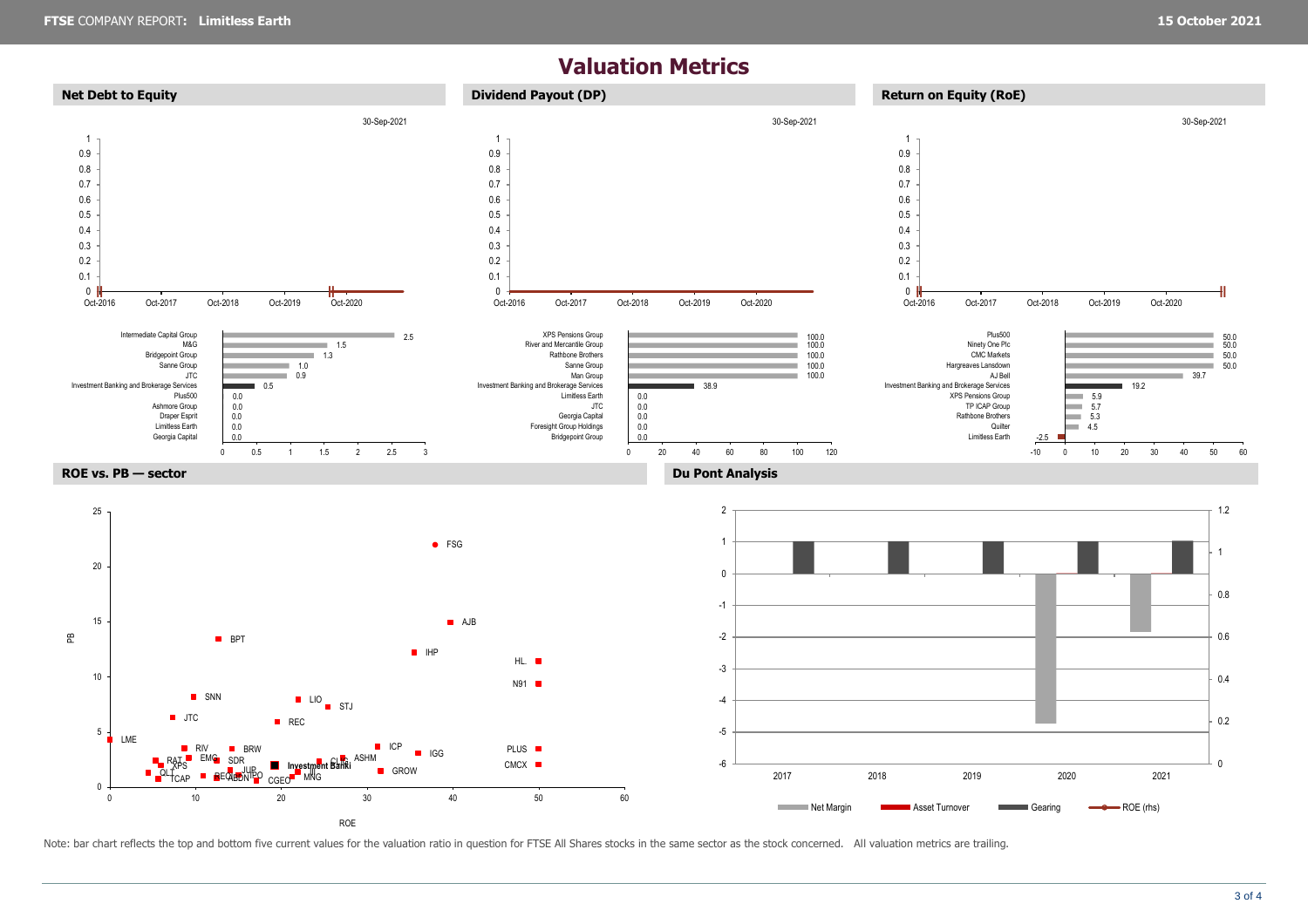# Valuation Metrics

## Net Debt to Equity

30-Sep-2021

| Company | Value |
|---|---|
| Intermediate Capital Group | 2.5 |
| M&G | 1.5 |
| Bridgepoint Group | 1.3 |
| Sanne Group | 1.0 |
| JTC | 0.9 |
| Investment Banking and Brokerage Services | 0.5 |
| Plus500 | 0.0 |
| Ashmore Group | 0.0 |
| Draper Esprit | 0.0 |
| Limitless Earth | 0.0 |
| Georgia Capital | 0.0 |

## Dividend Payout (DP)

30-Sep-2021

| Company | Value |
|---|---|
| XPS Pensions Group | 100.0 |
| River and Mercantile Group | 100.0 |
| Rathbone Brothers | 100.0 |
| Sanne Group | 100.0 |
| Man Group | 100.0 |
| Investment Banking and Brokerage Services | 38.9 |
| Limitless Earth | 0.0 |
| JTC | 0.0 |
| Georgia Capital | 0.0 |
| Foresight Group Holdings | 0.0 |
| Bridgepoint Group | 0.0 |

## Return on Equity (RoE)

30-Sep-2021

| Company | Value |
|---|---|
| Plus500 | 50.0 |
| Ninety One Plc | 50.0 |
| CMC Markets | 50.0 |
| Hargreaves Lansdown | 50.0 |
| AJ Bell | 39.7 |
| Investment Banking and Brokerage Services | 19.2 |
| XPS Pensions Group | 5.9 |
| TP ICAP Group | 5.7 |
| Rathbone Brothers | 5.3 |
| Quilter | 4.5 |
| Limitless Earth | -2.5 |

## ROE vs. PB — sector

## Du Pont Analysis

Net Margin | Asset Turnover | Gearing | ROE (rhs)

Note: bar chart reflects the top and bottom five current values for the valuation ratio in question for FTSE All Shares stocks in the same sector as the stock concerned. All valuation metrics are trailing.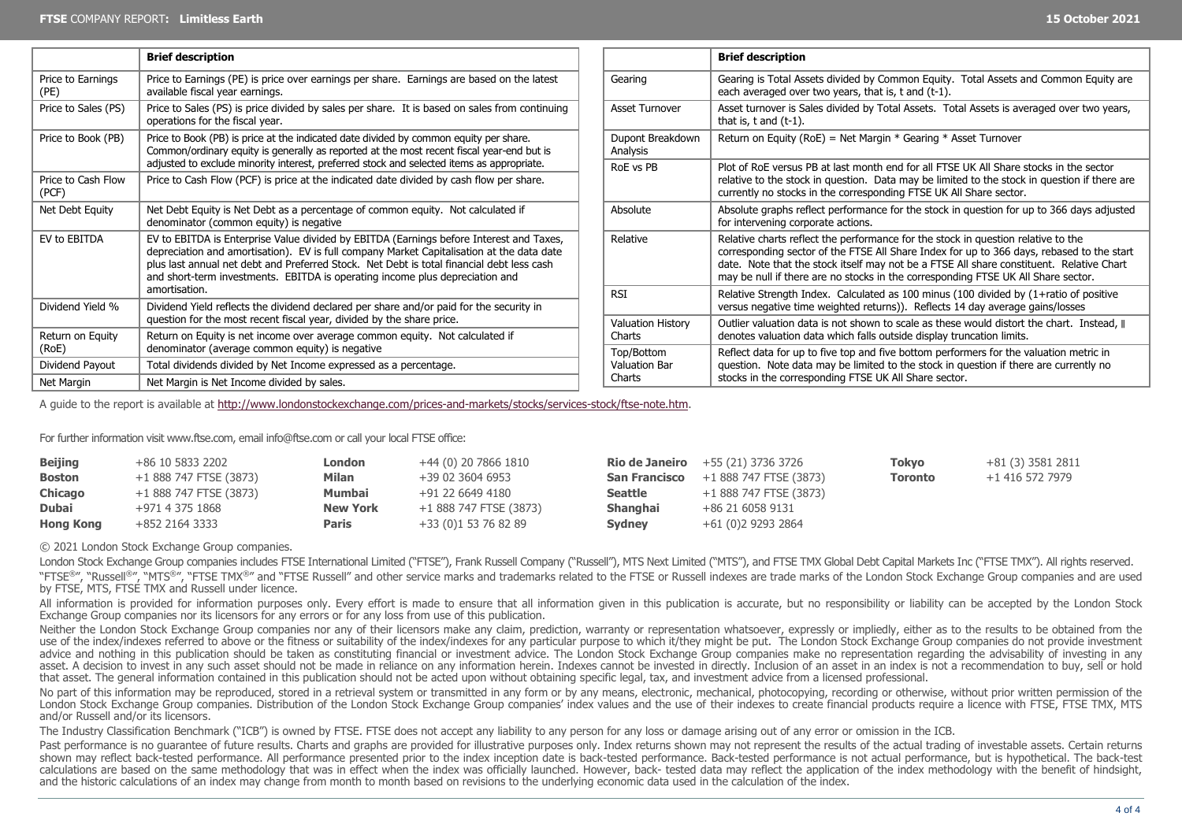| | Brief description |
|---|---|
| Price to Earnings (PE) | Price to Earnings (PE) is price over earnings per share. Earnings are based on the latest available fiscal year earnings. |
| Price to Sales (PS) | Price to Sales (PS) is price divided by sales per share. It is based on sales from continuing operations for the fiscal year. |
| Price to Book (PB) | Price to Book (PB) is price at the indicated date divided by common equity per share. Common/ordinary equity is generally as reported at the most recent fiscal year-end but is adjusted to exclude minority interest, preferred stock and selected items as appropriate. |
| Price to Cash Flow (PCF) | Price to Cash Flow (PCF) is price at the indicated date divided by cash flow per share. |
| Net Debt Equity | Net Debt Equity is Net Debt as a percentage of common equity. Not calculated if denominator (common equity) is negative |
| EV to EBITDA | EV to EBITDA is Enterprise Value divided by EBITDA (Earnings before Interest and Taxes, depreciation and amortisation). EV is full company Market Capitalisation at the data date plus last annual net debt and Preferred Stock. Net Debt is total financial debt less cash and short-term investments. EBITDA is operating income plus depreciation and amortisation. |
| Dividend Yield % | Dividend Yield reflects the dividend declared per share and/or paid for the security in question for the most recent fiscal year, divided by the share price. |
| Return on Equity (RoE) | Return on Equity is net income over average common equity. Not calculated if denominator (average common equity) is negative |
| Dividend Payout | Total dividends divided by Net Income expressed as a percentage. |
| Net Margin | Net Margin is Net Income divided by sales. |

| | Brief description |
|---|---|
| Gearing | Gearing is Total Assets divided by Common Equity. Total Assets and Common Equity are each averaged over two years, that is, t and (t-1). |
| Asset Turnover | Asset turnover is Sales divided by Total Assets. Total Assets is averaged over two years, that is, t and (t-1). |
| Dupont Breakdown Analysis | Return on Equity (RoE) = Net Margin * Gearing * Asset Turnover |
| RoE vs PB | Plot of RoE versus PB at last month end for all FTSE UK All Share stocks in the sector relative to the stock in question. Data may be limited to the stock in question if there are currently no stocks in the corresponding FTSE UK All Share sector. |
| Absolute | Absolute graphs reflect performance for the stock in question for up to 366 days adjusted for intervening corporate actions. |
| Relative | Relative charts reflect the performance for the stock in question relative to the corresponding sector of the FTSE All Share Index for up to 366 days, rebased to the start date. Note that the stock itself may not be a FTSE All share constituent. Relative Chart may be null if there are no stocks in the corresponding FTSE UK All Share sector. |
| RSI | Relative Strength Index. Calculated as 100 minus (100 divided by (1+ratio of positive versus negative time weighted returns)). Reflects 14 day average gains/losses |
| Valuation History Charts | Outlier valuation data is not shown to scale as these would distort the chart. Instead, ǁ denotes valuation data which falls outside display truncation limits. |
| Top/Bottom Valuation Bar Charts | Reflect data for up to five top and five bottom performers for the valuation metric in question. Note data may be limited to the stock in question if there are currently no stocks in the corresponding FTSE UK All Share sector. |

A guide to the report is available at http://www.londonstockexchange.com/prices-and-markets/stocks/services-stock/ftse-note.htm.

For further information visit www.ftse.com, email info@ftse.com or call your local FTSE office:

| | | | | | | | |
|---|---|---|---|---|---|---|---|
| **Beijing** | +86 10 5833 2202 | **London** | +44 (0) 20 7866 1810 | **Rio de Janeiro** | +55 (21) 3736 3726 | **Tokyo** | +81 (3) 3581 2811 |
| **Boston** | +1 888 747 FTSE (3873) | **Milan** | +39 02 3604 6953 | **San Francisco** | +1 888 747 FTSE (3873) | **Toronto** | +1 416 572 7979 |
| **Chicago** | +1 888 747 FTSE (3873) | **Mumbai** | +91 22 6649 4180 | **Seattle** | +1 888 747 FTSE (3873) | | |
| **Dubai** | +971 4 375 1868 | **New York** | +1 888 747 FTSE (3873) | **Shanghai** | +86 21 6058 9131 | | |
| **Hong Kong** | +852 2164 3333 | **Paris** | +33 (0)1 53 76 82 89 | **Sydney** | +61 (0)2 9293 2864 | | |

© 2021 London Stock Exchange Group companies.

London Stock Exchange Group companies includes FTSE International Limited ("FTSE"), Frank Russell Company ("Russell"), MTS Next Limited ("MTS"), and FTSE TMX Global Debt Capital Markets Inc ("FTSE TMX"). All rights reserved. "FTSE®", "Russell®", "MTS®", "FTSE TMX®" and "FTSE Russell" and other service marks and trademarks related to the FTSE or Russell indexes are trade marks of the London Stock Exchange Group companies and are used by FTSE, MTS, FTSE TMX and Russell under licence.

All information is provided for information purposes only. Every effort is made to ensure that all information given in this publication is accurate, but no responsibility or liability can be accepted by the London Stock Exchange Group companies nor its licensors for any errors or for any loss from use of this publication.

Neither the London Stock Exchange Group companies nor any of their licensors make any claim, prediction, warranty or representation whatsoever, expressly or impliedly, either as to the results to be obtained from the use of the index/indexes referred to above or the fitness or suitability of the index/indexes for any particular purpose to which it/they might be put. The London Stock Exchange Group companies do not provide investment advice and nothing in this publication should be taken as constituting financial or investment advice. The London Stock Exchange Group companies make no representation regarding the advisability of investing in any asset. A decision to invest in any such asset should not be made in reliance on any information herein. Indexes cannot be invested in directly. Inclusion of an asset in an index is not a recommendation to buy, sell or hold that asset. The general information contained in this publication should not be acted upon without obtaining specific legal, tax, and investment advice from a licensed professional.

No part of this information may be reproduced, stored in a retrieval system or transmitted in any form or by any means, electronic, mechanical, photocopying, recording or otherwise, without prior written permission of the London Stock Exchange Group companies. Distribution of the London Stock Exchange Group companies' index values and the use of their indexes to create financial products require a licence with FTSE, FTSE TMX, MTS and/or Russell and/or its licensors.

The Industry Classification Benchmark ("ICB") is owned by FTSE. FTSE does not accept any liability to any person for any loss or damage arising out of any error or omission in the ICB.

Past performance is no guarantee of future results. Charts and graphs are provided for illustrative purposes only. Index returns shown may not represent the results of the actual trading of investable assets. Certain returns shown may reflect back-tested performance. All performance presented prior to the index inception date is back-tested performance. Back-tested performance is not actual performance, but is hypothetical. The back-test calculations are based on the same methodology that was in effect when the index was officially launched. However, back- tested data may reflect the application of the index methodology with the benefit of hindsight, and the historic calculations of an index may change from month to month based on revisions to the underlying economic data used in the calculation of the index.